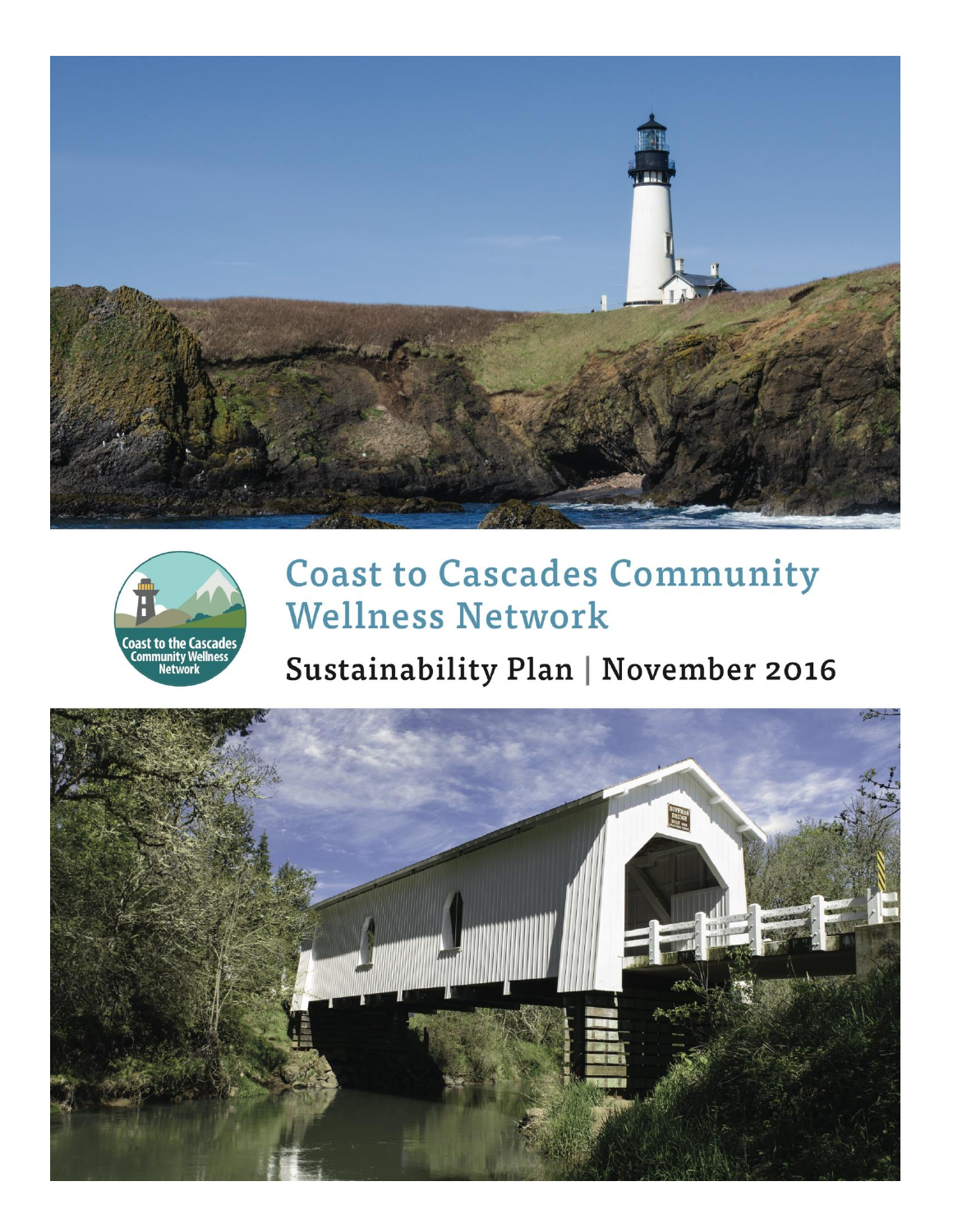# Coast to Cascades Community Wellness Network

## Sustainability Plan | November 2016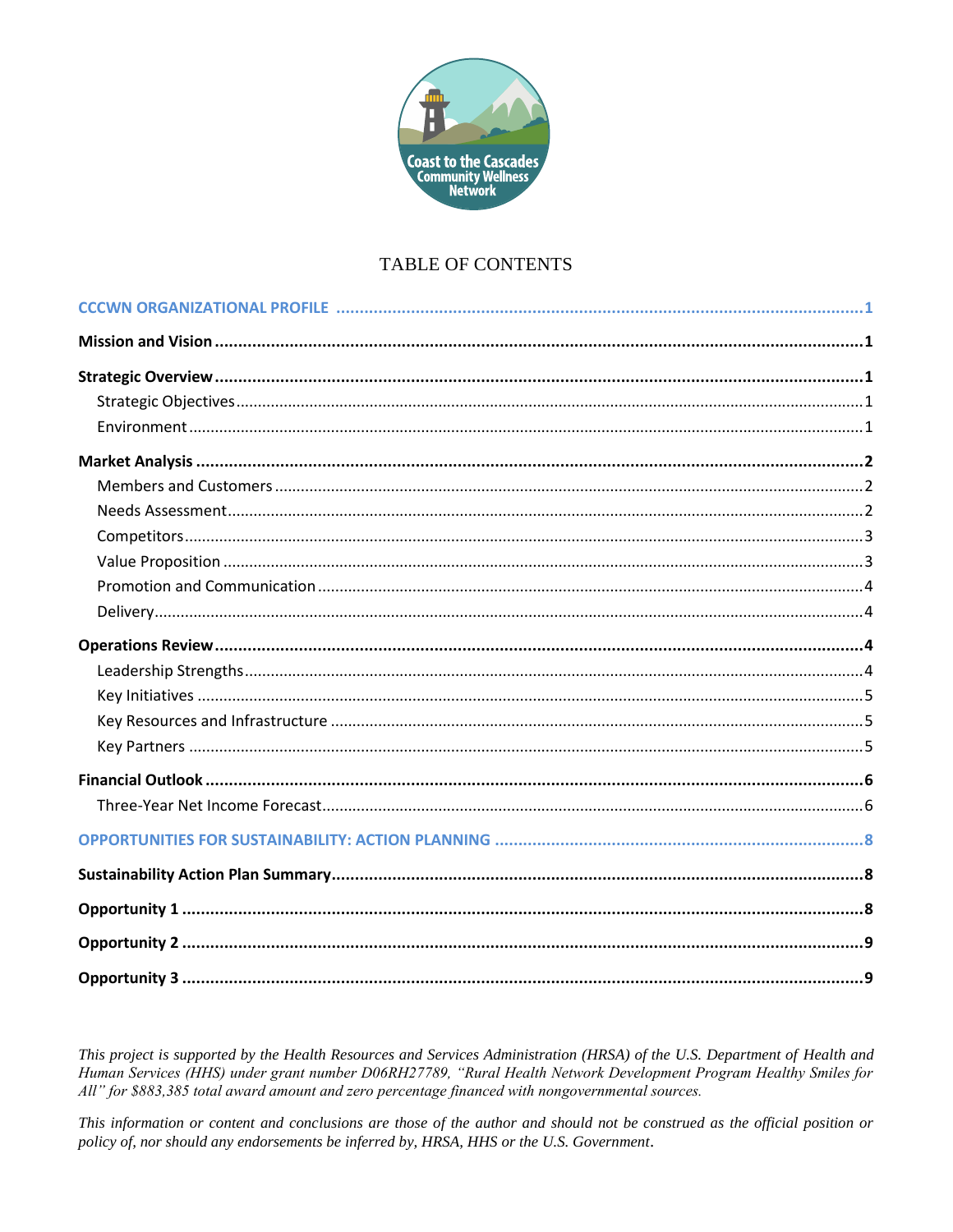# TABLE OF CONTENTS

**CCCWN ORGANIZATIONAL PROFILE** ........ 1

**Mission and Vision** ........ 1

**Strategic Overview** ........ 1

- Strategic Objectives ........ 1
- Environment ........ 1

**Market Analysis** ........ 2

- Members and Customers ........ 2
- Needs Assessment ........ 2
- Competitors ........ 3
- Value Proposition ........ 3
- Promotion and Communication ........ 4
- Delivery ........ 4

**Operations Review** ........ 4

- Leadership Strengths ........ 4
- Key Initiatives ........ 5
- Key Resources and Infrastructure ........ 5
- Key Partners ........ 5

**Financial Outlook** ........ 6

- Three-Year Net Income Forecast ........ 6

**OPPORTUNITIES FOR SUSTAINABILITY: ACTION PLANNING** ........ 8

**Sustainability Action Plan Summary** ........ 8

**Opportunity 1** ........ 8

**Opportunity 2** ........ 9

**Opportunity 3** ........ 9

*This project is supported by the Health Resources and Services Administration (HRSA) of the U.S. Department of Health and Human Services (HHS) under grant number D06RH27789, "Rural Health Network Development Program Healthy Smiles for All" for $883,385 total award amount and zero percentage financed with nongovernmental sources.*

*This information or content and conclusions are those of the author and should not be construed as the official position or policy of, nor should any endorsements be inferred by, HRSA, HHS or the U.S. Government.*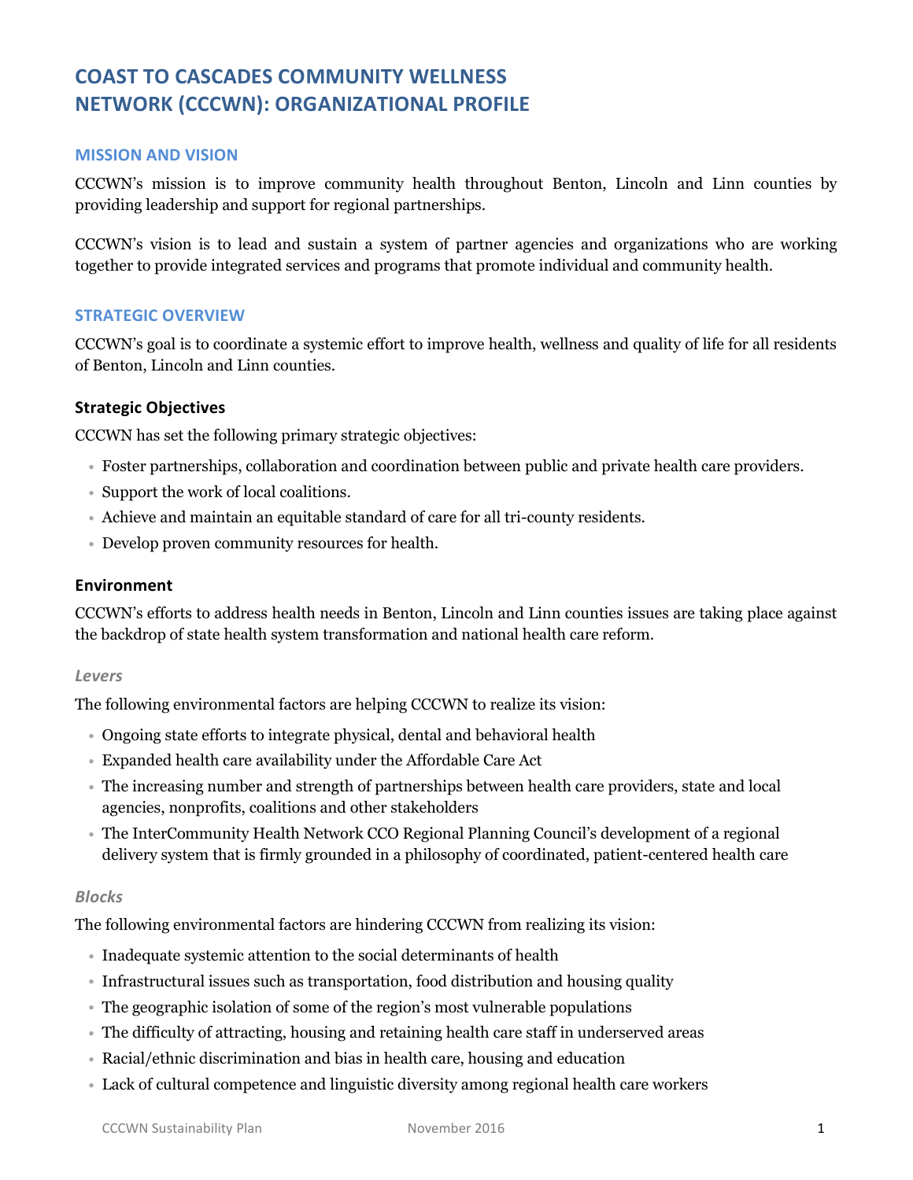# COAST TO CASCADES COMMUNITY WELLNESS NETWORK (CCCWN): ORGANIZATIONAL PROFILE

## MISSION AND VISION

CCCWN's mission is to improve community health throughout Benton, Lincoln and Linn counties by providing leadership and support for regional partnerships.

CCCWN's vision is to lead and sustain a system of partner agencies and organizations who are working together to provide integrated services and programs that promote individual and community health.

## STRATEGIC OVERVIEW

CCCWN's goal is to coordinate a systemic effort to improve health, wellness and quality of life for all residents of Benton, Lincoln and Linn counties.

### Strategic Objectives

CCCWN has set the following primary strategic objectives:

- Foster partnerships, collaboration and coordination between public and private health care providers.
- Support the work of local coalitions.
- Achieve and maintain an equitable standard of care for all tri-county residents.
- Develop proven community resources for health.

### Environment

CCCWN's efforts to address health needs in Benton, Lincoln and Linn counties issues are taking place against the backdrop of state health system transformation and national health care reform.

#### *Levers*

The following environmental factors are helping CCCWN to realize its vision:

- Ongoing state efforts to integrate physical, dental and behavioral health
- Expanded health care availability under the Affordable Care Act
- The increasing number and strength of partnerships between health care providers, state and local agencies, nonprofits, coalitions and other stakeholders
- The InterCommunity Health Network CCO Regional Planning Council's development of a regional delivery system that is firmly grounded in a philosophy of coordinated, patient-centered health care

#### *Blocks*

The following environmental factors are hindering CCCWN from realizing its vision:

- Inadequate systemic attention to the social determinants of health
- Infrastructural issues such as transportation, food distribution and housing quality
- The geographic isolation of some of the region's most vulnerable populations
- The difficulty of attracting, housing and retaining health care staff in underserved areas
- Racial/ethnic discrimination and bias in health care, housing and education
- Lack of cultural competence and linguistic diversity among regional health care workers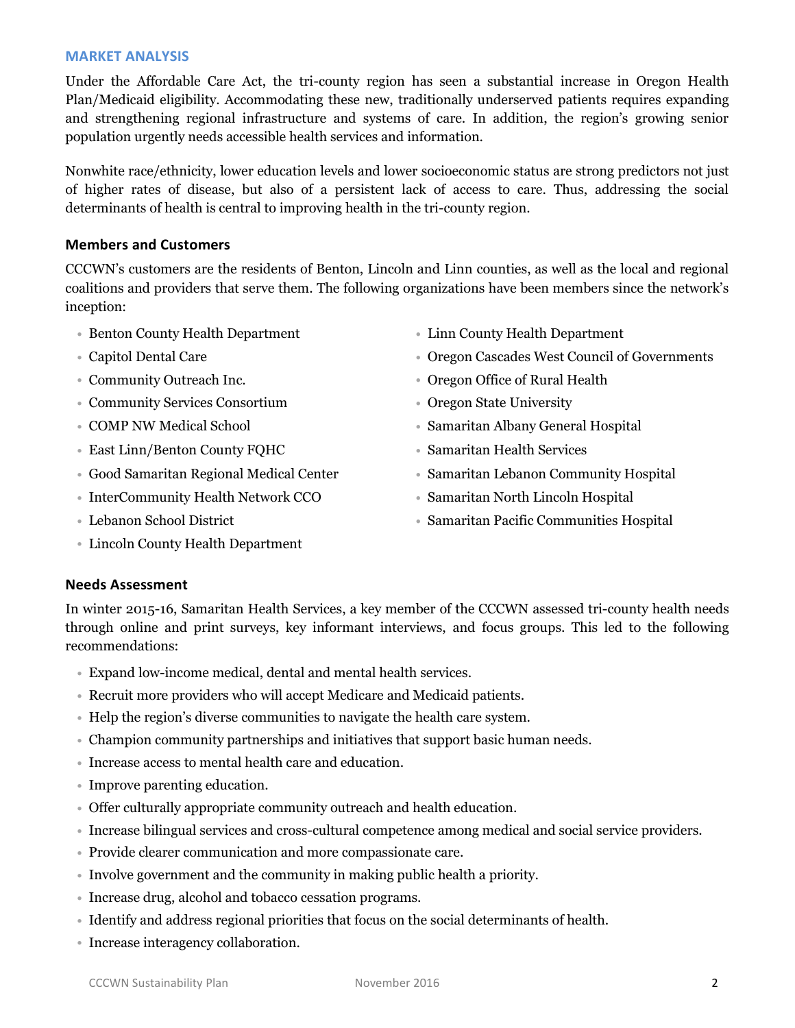## MARKET ANALYSIS

Under the Affordable Care Act, the tri-county region has seen a substantial increase in Oregon Health Plan/Medicaid eligibility. Accommodating these new, traditionally underserved patients requires expanding and strengthening regional infrastructure and systems of care. In addition, the region's growing senior population urgently needs accessible health services and information.

Nonwhite race/ethnicity, lower education levels and lower socioeconomic status are strong predictors not just of higher rates of disease, but also of a persistent lack of access to care. Thus, addressing the social determinants of health is central to improving health in the tri-county region.

### Members and Customers

CCCWN's customers are the residents of Benton, Lincoln and Linn counties, as well as the local and regional coalitions and providers that serve them. The following organizations have been members since the network's inception:

- Benton County Health Department
- Capitol Dental Care
- Community Outreach Inc.
- Community Services Consortium
- COMP NW Medical School
- East Linn/Benton County FQHC
- Good Samaritan Regional Medical Center
- InterCommunity Health Network CCO
- Lebanon School District
- Lincoln County Health Department
- Linn County Health Department
- Oregon Cascades West Council of Governments
- Oregon Office of Rural Health
- Oregon State University
- Samaritan Albany General Hospital
- Samaritan Health Services
- Samaritan Lebanon Community Hospital
- Samaritan North Lincoln Hospital
- Samaritan Pacific Communities Hospital

### Needs Assessment

In winter 2015-16, Samaritan Health Services, a key member of the CCCWN assessed tri-county health needs through online and print surveys, key informant interviews, and focus groups. This led to the following recommendations:

- Expand low-income medical, dental and mental health services.
- Recruit more providers who will accept Medicare and Medicaid patients.
- Help the region's diverse communities to navigate the health care system.
- Champion community partnerships and initiatives that support basic human needs.
- Increase access to mental health care and education.
- Improve parenting education.
- Offer culturally appropriate community outreach and health education.
- Increase bilingual services and cross-cultural competence among medical and social service providers.
- Provide clearer communication and more compassionate care.
- Involve government and the community in making public health a priority.
- Increase drug, alcohol and tobacco cessation programs.
- Identify and address regional priorities that focus on the social determinants of health.
- Increase interagency collaboration.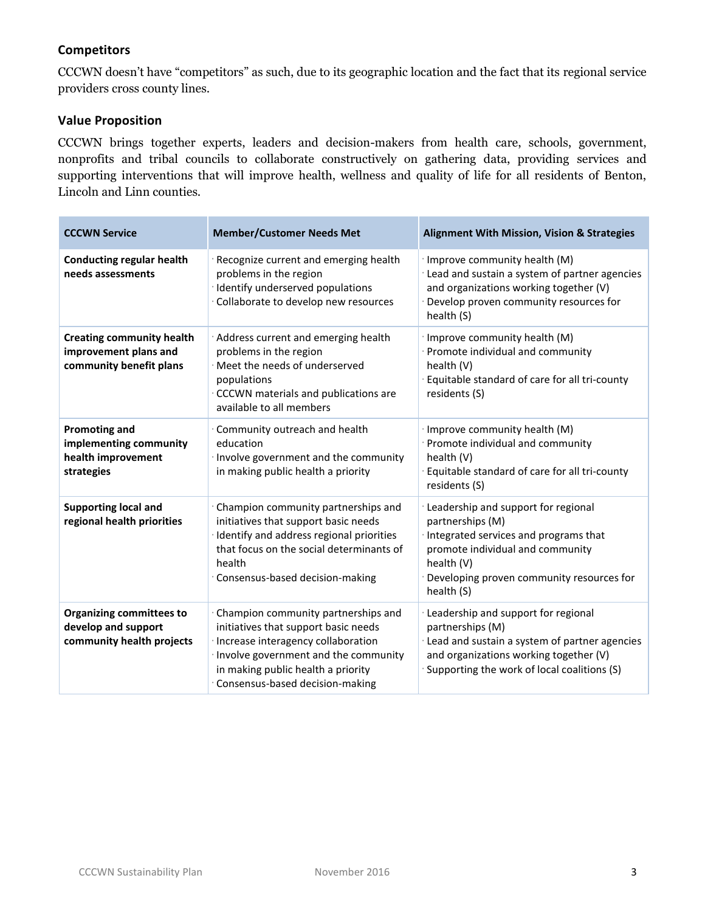## Competitors

CCCWN doesn't have "competitors" as such, due to its geographic location and the fact that its regional service providers cross county lines.

## Value Proposition

CCCWN brings together experts, leaders and decision-makers from health care, schools, government, nonprofits and tribal councils to collaborate constructively on gathering data, providing services and supporting interventions that will improve health, wellness and quality of life for all residents of Benton, Lincoln and Linn counties.

| CCCWN Service | Member/Customer Needs Met | Alignment With Mission, Vision & Strategies |
|---|---|---|
| **Conducting regular health needs assessments** | · Recognize current and emerging health problems in the region<br>· Identify underserved populations<br>· Collaborate to develop new resources | · Improve community health (M)<br>· Lead and sustain a system of partner agencies and organizations working together (V)<br>· Develop proven community resources for health (S) |
| **Creating community health improvement plans and community benefit plans** | · Address current and emerging health problems in the region<br>· Meet the needs of underserved populations<br>· CCCWN materials and publications are available to all members | · Improve community health (M)<br>· Promote individual and community health (V)<br>· Equitable standard of care for all tri-county residents (S) |
| **Promoting and implementing community health improvement strategies** | · Community outreach and health education<br>· Involve government and the community in making public health a priority | · Improve community health (M)<br>· Promote individual and community health (V)<br>· Equitable standard of care for all tri-county residents (S) |
| **Supporting local and regional health priorities** | · Champion community partnerships and initiatives that support basic needs<br>· Identify and address regional priorities that focus on the social determinants of health<br>· Consensus-based decision-making | · Leadership and support for regional partnerships (M)<br>· Integrated services and programs that promote individual and community health (V)<br>· Developing proven community resources for health (S) |
| **Organizing committees to develop and support community health projects** | · Champion community partnerships and initiatives that support basic needs<br>· Increase interagency collaboration<br>· Involve government and the community in making public health a priority<br>· Consensus-based decision-making | · Leadership and support for regional partnerships (M)<br>· Lead and sustain a system of partner agencies and organizations working together (V)<br>· Supporting the work of local coalitions (S) |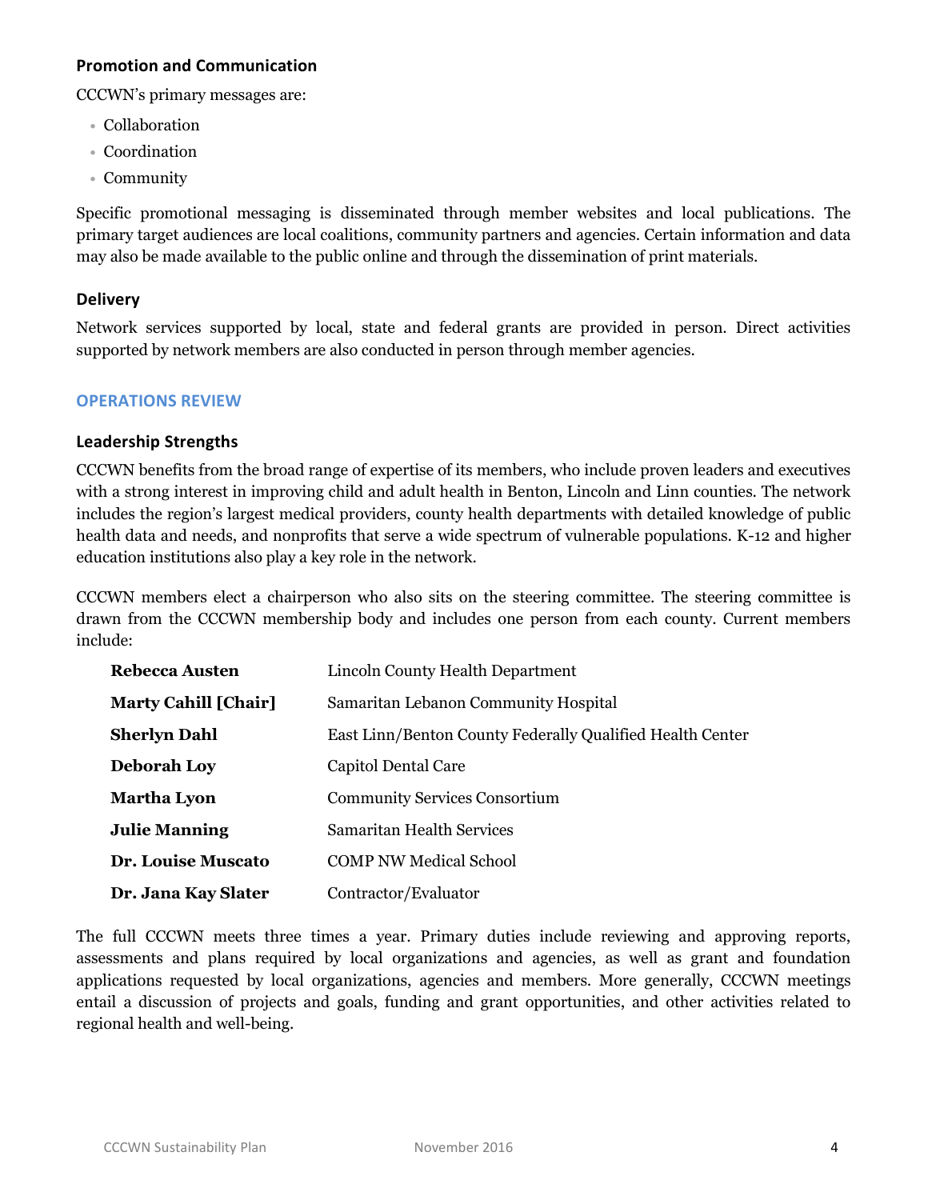### Promotion and Communication

CCCWN's primary messages are:

- Collaboration
- Coordination
- Community

Specific promotional messaging is disseminated through member websites and local publications. The primary target audiences are local coalitions, community partners and agencies. Certain information and data may also be made available to the public online and through the dissemination of print materials.

### Delivery

Network services supported by local, state and federal grants are provided in person. Direct activities supported by network members are also conducted in person through member agencies.

## OPERATIONS REVIEW

### Leadership Strengths

CCCWN benefits from the broad range of expertise of its members, who include proven leaders and executives with a strong interest in improving child and adult health in Benton, Lincoln and Linn counties. The network includes the region's largest medical providers, county health departments with detailed knowledge of public health data and needs, and nonprofits that serve a wide spectrum of vulnerable populations. K-12 and higher education institutions also play a key role in the network.

CCCWN members elect a chairperson who also sits on the steering committee. The steering committee is drawn from the CCCWN membership body and includes one person from each county. Current members include:

| | |
|---|---|
| **Rebecca Austen** | Lincoln County Health Department |
| **Marty Cahill [Chair]** | Samaritan Lebanon Community Hospital |
| **Sherlyn Dahl** | East Linn/Benton County Federally Qualified Health Center |
| **Deborah Loy** | Capitol Dental Care |
| **Martha Lyon** | Community Services Consortium |
| **Julie Manning** | Samaritan Health Services |
| **Dr. Louise Muscato** | COMP NW Medical School |
| **Dr. Jana Kay Slater** | Contractor/Evaluator |

The full CCCWN meets three times a year. Primary duties include reviewing and approving reports, assessments and plans required by local organizations and agencies, as well as grant and foundation applications requested by local organizations, agencies and members. More generally, CCCWN meetings entail a discussion of projects and goals, funding and grant opportunities, and other activities related to regional health and well-being.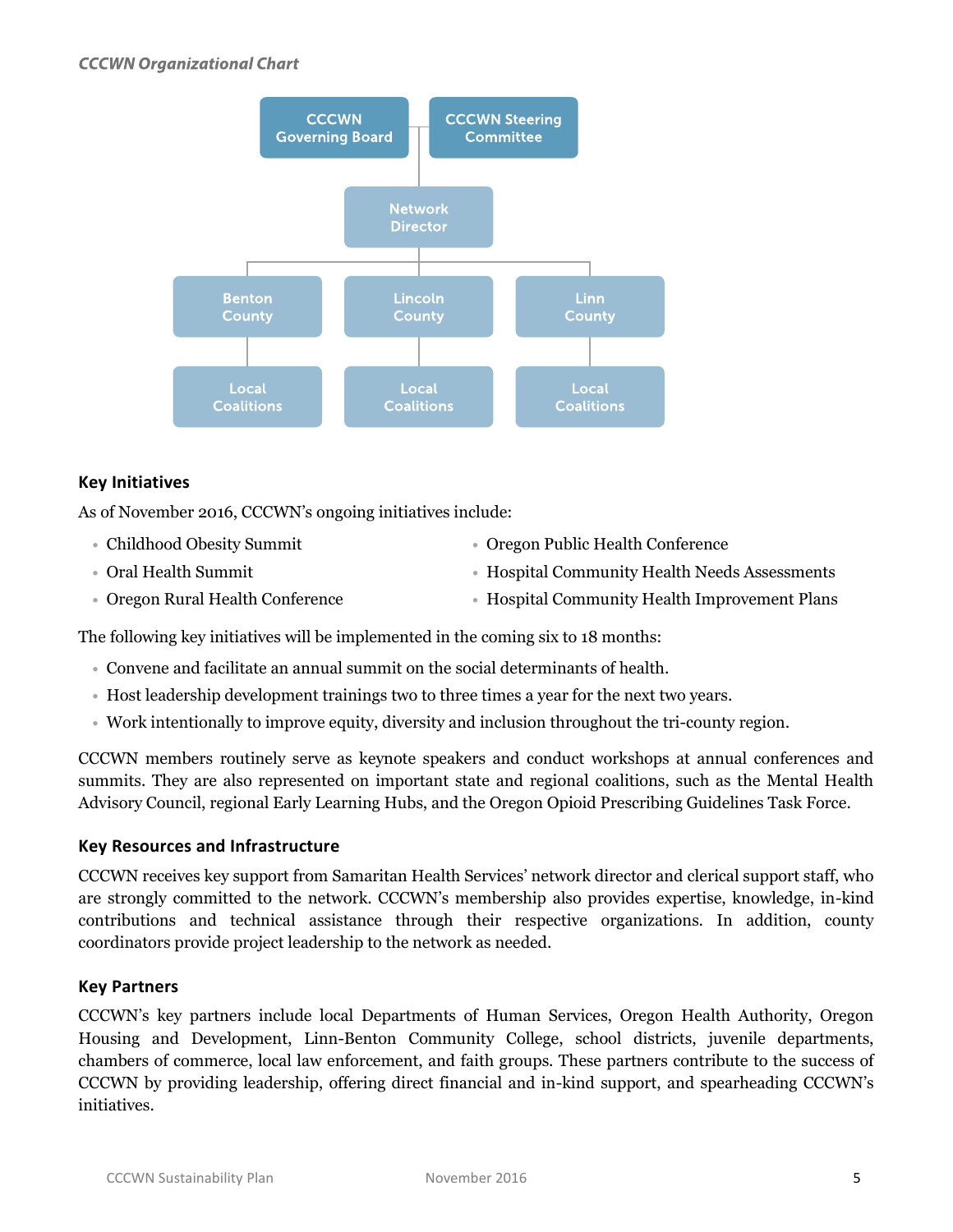*CCCWN Organizational Chart*

- CCCWN Governing Board
- CCCWN Steering Committee
  - Network Director
    - Benton County
      - Local Coalitions
    - Lincoln County
      - Local Coalitions
    - Linn County
      - Local Coalitions

### Key Initiatives

As of November 2016, CCCWN's ongoing initiatives include:

- Childhood Obesity Summit
- Oral Health Summit
- Oregon Rural Health Conference
- Oregon Public Health Conference
- Hospital Community Health Needs Assessments
- Hospital Community Health Improvement Plans

The following key initiatives will be implemented in the coming six to 18 months:

- Convene and facilitate an annual summit on the social determinants of health.
- Host leadership development trainings two to three times a year for the next two years.
- Work intentionally to improve equity, diversity and inclusion throughout the tri-county region.

CCCWN members routinely serve as keynote speakers and conduct workshops at annual conferences and summits. They are also represented on important state and regional coalitions, such as the Mental Health Advisory Council, regional Early Learning Hubs, and the Oregon Opioid Prescribing Guidelines Task Force.

### Key Resources and Infrastructure

CCCWN receives key support from Samaritan Health Services' network director and clerical support staff, who are strongly committed to the network. CCCWN's membership also provides expertise, knowledge, in-kind contributions and technical assistance through their respective organizations. In addition, county coordinators provide project leadership to the network as needed.

### Key Partners

CCCWN's key partners include local Departments of Human Services, Oregon Health Authority, Oregon Housing and Development, Linn-Benton Community College, school districts, juvenile departments, chambers of commerce, local law enforcement, and faith groups. These partners contribute to the success of CCCWN by providing leadership, offering direct financial and in-kind support, and spearheading CCCWN's initiatives.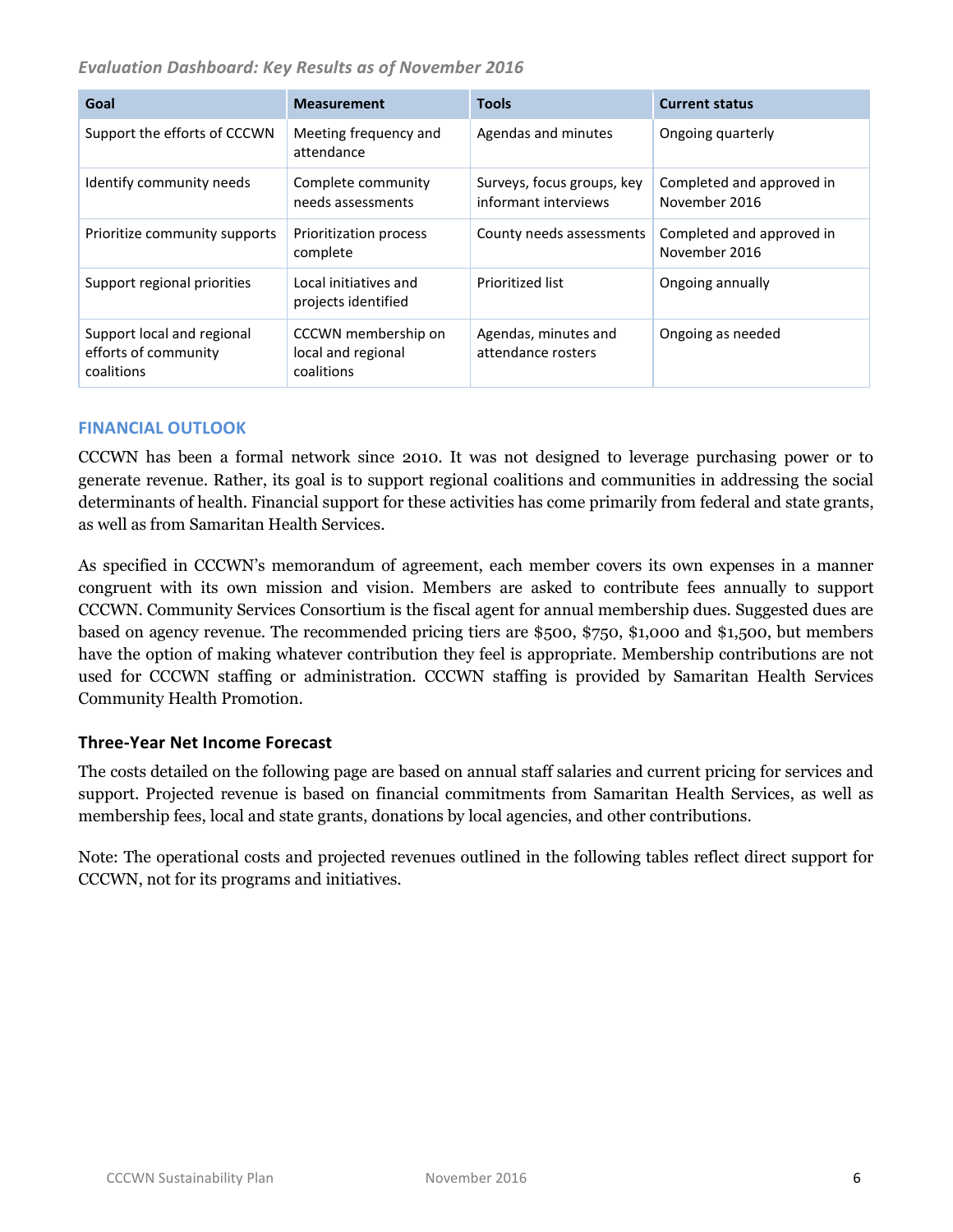*Evaluation Dashboard: Key Results as of November 2016*

| Goal | Measurement | Tools | Current status |
|---|---|---|---|
| Support the efforts of CCCWN | Meeting frequency and attendance | Agendas and minutes | Ongoing quarterly |
| Identify community needs | Complete community needs assessments | Surveys, focus groups, key informant interviews | Completed and approved in November 2016 |
| Prioritize community supports | Prioritization process complete | County needs assessments | Completed and approved in November 2016 |
| Support regional priorities | Local initiatives and projects identified | Prioritized list | Ongoing annually |
| Support local and regional efforts of community coalitions | CCCWN membership on local and regional coalitions | Agendas, minutes and attendance rosters | Ongoing as needed |

## FINANCIAL OUTLOOK

CCCWN has been a formal network since 2010. It was not designed to leverage purchasing power or to generate revenue. Rather, its goal is to support regional coalitions and communities in addressing the social determinants of health. Financial support for these activities has come primarily from federal and state grants, as well as from Samaritan Health Services.

As specified in CCCWN's memorandum of agreement, each member covers its own expenses in a manner congruent with its own mission and vision. Members are asked to contribute fees annually to support CCCWN. Community Services Consortium is the fiscal agent for annual membership dues. Suggested dues are based on agency revenue. The recommended pricing tiers are $500, $750, $1,000 and $1,500, but members have the option of making whatever contribution they feel is appropriate. Membership contributions are not used for CCCWN staffing or administration. CCCWN staffing is provided by Samaritan Health Services Community Health Promotion.

### Three-Year Net Income Forecast

The costs detailed on the following page are based on annual staff salaries and current pricing for services and support. Projected revenue is based on financial commitments from Samaritan Health Services, as well as membership fees, local and state grants, donations by local agencies, and other contributions.

Note: The operational costs and projected revenues outlined in the following tables reflect direct support for CCCWN, not for its programs and initiatives.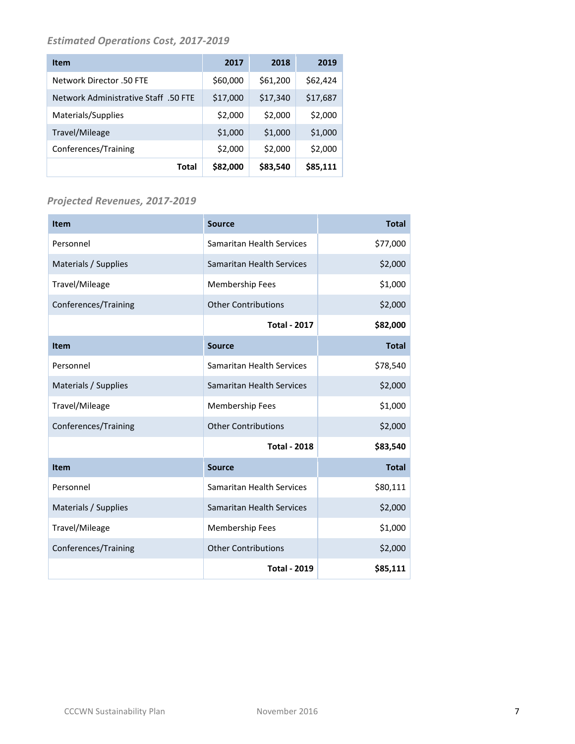### *Estimated Operations Cost, 2017-2019*

| Item | 2017 | 2018 | 2019 |
|---|---|---|---|
| Network Director .50 FTE | $60,000 | $61,200 | $62,424 |
| Network Administrative Staff .50 FTE | $17,000 | $17,340 | $17,687 |
| Materials/Supplies | $2,000 | $2,000 | $2,000 |
| Travel/Mileage | $1,000 | $1,000 | $1,000 |
| Conferences/Training | $2,000 | $2,000 | $2,000 |
| **Total** | **$82,000** | **$83,540** | **$85,111** |

### *Projected Revenues, 2017-2019*

| Item | Source | Total |
|---|---|---|
| Personnel | Samaritan Health Services | $77,000 |
| Materials / Supplies | Samaritan Health Services | $2,000 |
| Travel/Mileage | Membership Fees | $1,000 |
| Conferences/Training | Other Contributions | $2,000 |
| | **Total - 2017** | **$82,000** |
| **Item** | **Source** | **Total** |
| Personnel | Samaritan Health Services | $78,540 |
| Materials / Supplies | Samaritan Health Services | $2,000 |
| Travel/Mileage | Membership Fees | $1,000 |
| Conferences/Training | Other Contributions | $2,000 |
| | **Total - 2018** | **$83,540** |
| **Item** | **Source** | **Total** |
| Personnel | Samaritan Health Services | $80,111 |
| Materials / Supplies | Samaritan Health Services | $2,000 |
| Travel/Mileage | Membership Fees | $1,000 |
| Conferences/Training | Other Contributions | $2,000 |
| | **Total - 2019** | **$85,111** |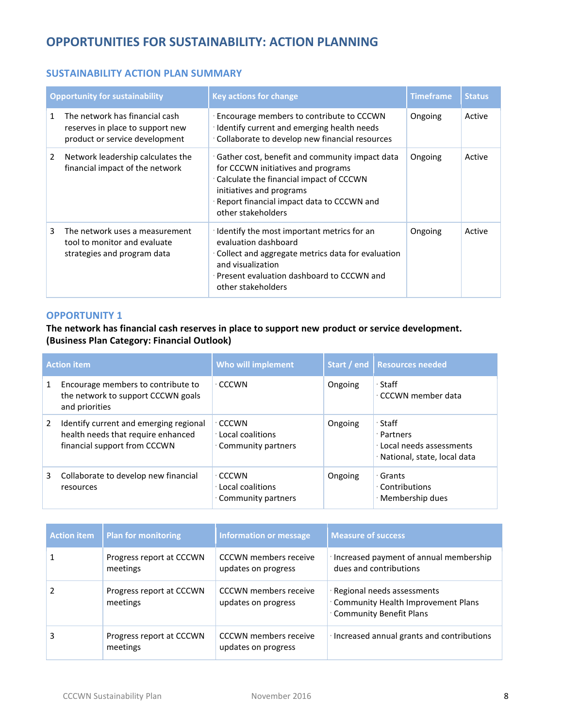## OPPORTUNITIES FOR SUSTAINABILITY: ACTION PLANNING

### SUSTAINABILITY ACTION PLAN SUMMARY

| Opportunity for sustainability | Key actions for change | Timeframe | Status |
|---|---|---|---|
| 1 The network has financial cash reserves in place to support new product or service development | · Encourage members to contribute to CCCWN<br>· Identify current and emerging health needs<br>· Collaborate to develop new financial resources | Ongoing | Active |
| 2 Network leadership calculates the financial impact of the network | · Gather cost, benefit and community impact data for CCCWN initiatives and programs<br>· Calculate the financial impact of CCCWN initiatives and programs<br>· Report financial impact data to CCCWN and other stakeholders | Ongoing | Active |
| 3 The network uses a measurement tool to monitor and evaluate strategies and program data | · Identify the most important metrics for an evaluation dashboard<br>· Collect and aggregate metrics data for evaluation and visualization<br>· Present evaluation dashboard to CCCWN and other stakeholders | Ongoing | Active |

### OPPORTUNITY 1

**The network has financial cash reserves in place to support new product or service development. (Business Plan Category: Financial Outlook)**

| Action item | Who will implement | Start / end | Resources needed |
|---|---|---|---|
| 1 Encourage members to contribute to the network to support CCCWN goals and priorities | · CCCWN | Ongoing | · Staff<br>· CCCWN member data |
| 2 Identify current and emerging regional health needs that require enhanced financial support from CCCWN | · CCCWN<br>· Local coalitions<br>· Community partners | Ongoing | · Staff<br>· Partners<br>· Local needs assessments<br>· National, state, local data |
| 3 Collaborate to develop new financial resources | · CCCWN<br>· Local coalitions<br>· Community partners | Ongoing | · Grants<br>· Contributions<br>· Membership dues |

| Action item | Plan for monitoring | Information or message | Measure of success |
|---|---|---|---|
| 1 | Progress report at CCCWN meetings | CCCWN members receive updates on progress | · Increased payment of annual membership dues and contributions |
| 2 | Progress report at CCCWN meetings | CCCWN members receive updates on progress | · Regional needs assessments<br>· Community Health Improvement Plans<br>· Community Benefit Plans |
| 3 | Progress report at CCCWN meetings | CCCWN members receive updates on progress | · Increased annual grants and contributions |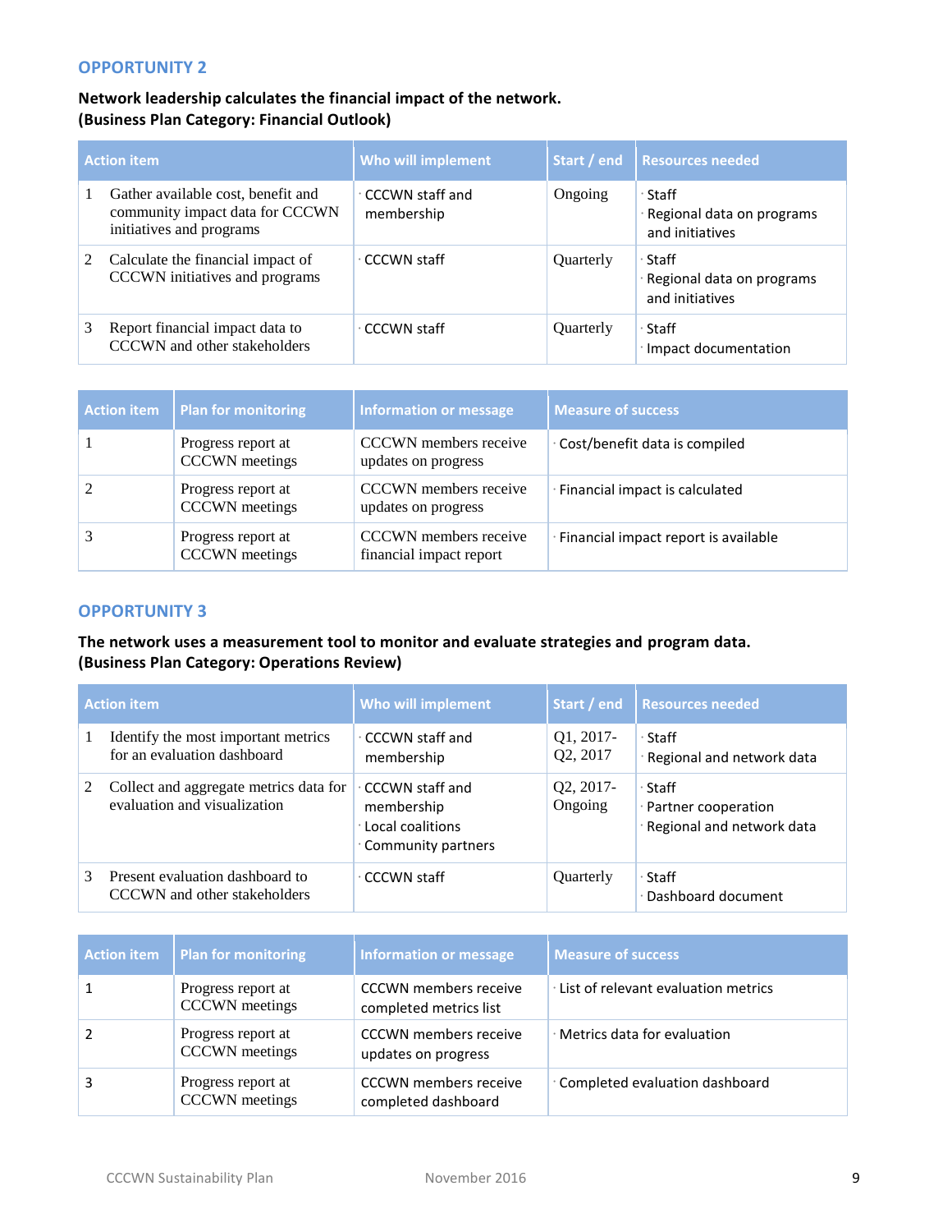## OPPORTUNITY 2

**Network leadership calculates the financial impact of the network.**
**(Business Plan Category: Financial Outlook)**

| Action item | Who will implement | Start / end | Resources needed |
|---|---|---|---|
| 1 Gather available cost, benefit and community impact data for CCCWN initiatives and programs | · CCCWN staff and membership | Ongoing | · Staff<br>· Regional data on programs and initiatives |
| 2 Calculate the financial impact of CCCWN initiatives and programs | · CCCWN staff | Quarterly | · Staff<br>· Regional data on programs and initiatives |
| 3 Report financial impact data to CCCWN and other stakeholders | · CCCWN staff | Quarterly | · Staff<br>· Impact documentation |

| Action item | Plan for monitoring | Information or message | Measure of success |
|---|---|---|---|
| 1 | Progress report at CCCWN meetings | CCCWN members receive updates on progress | · Cost/benefit data is compiled |
| 2 | Progress report at CCCWN meetings | CCCWN members receive updates on progress | · Financial impact is calculated |
| 3 | Progress report at CCCWN meetings | CCCWN members receive financial impact report | · Financial impact report is available |

## OPPORTUNITY 3

**The network uses a measurement tool to monitor and evaluate strategies and program data.**
**(Business Plan Category: Operations Review)**

| Action item | Who will implement | Start / end | Resources needed |
|---|---|---|---|
| 1 Identify the most important metrics for an evaluation dashboard | · CCCWN staff and membership | Q1, 2017- Q2, 2017 | · Staff<br>· Regional and network data |
| 2 Collect and aggregate metrics data for evaluation and visualization | · CCCWN staff and membership<br>· Local coalitions<br>· Community partners | Q2, 2017- Ongoing | · Staff<br>· Partner cooperation<br>· Regional and network data |
| 3 Present evaluation dashboard to CCCWN and other stakeholders | · CCCWN staff | Quarterly | · Staff<br>· Dashboard document |

| Action item | Plan for monitoring | Information or message | Measure of success |
|---|---|---|---|
| 1 | Progress report at CCCWN meetings | CCCWN members receive completed metrics list | · List of relevant evaluation metrics |
| 2 | Progress report at CCCWN meetings | CCCWN members receive updates on progress | · Metrics data for evaluation |
| 3 | Progress report at CCCWN meetings | CCCWN members receive completed dashboard | · Completed evaluation dashboard |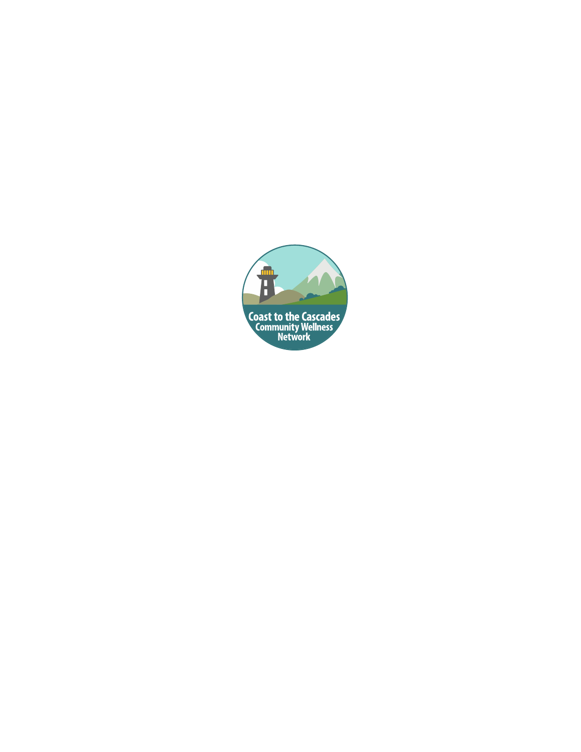Coast to the Cascades
Community Wellness
Network